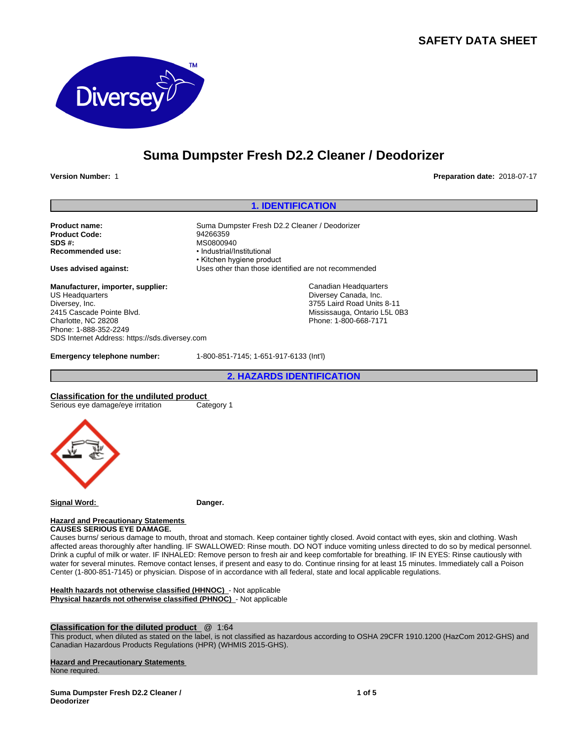# SAFETY DATA SHEET

## Suma Dumpster Fresh D2.2 Cleaner / Deodorizer

**Version Number:** 1

**Preparation date:** 2018-07-17

## 1. IDENTIFICATION

**Product name:** Suma Dumpster Fresh D2.2 Cleaner / Deodorizer
**Product Code:** 94266359
**SDS #:** MS0800940
**Recommended use:**
- Industrial/Institutional
- Kitchen hygiene product

**Uses advised against:** Uses other than those identified are not recommended

**Manufacturer, importer, supplier:**
US Headquarters
Diversey, Inc.
2415 Cascade Pointe Blvd.
Charlotte, NC 28208
Phone: 1-888-352-2249
SDS Internet Address: https://sds.diversey.com

Canadian Headquarters
Diversey Canada, Inc.
3755 Laird Road Units 8-11
Mississauga, Ontario L5L 0B3
Phone: 1-800-668-7171

**Emergency telephone number:** 1-800-851-7145; 1-651-917-6133 (Int'l)

## 2. HAZARDS IDENTIFICATION

**Classification for the undiluted product**

| Serious eye damage/eye irritation | Category 1 |
|---|---|

**Signal Word:** **Danger.**

**Hazard and Precautionary Statements**

**CAUSES SERIOUS EYE DAMAGE.**

Causes burns/ serious damage to mouth, throat and stomach. Keep container tightly closed. Avoid contact with eyes, skin and clothing. Wash affected areas thoroughly after handling. IF SWALLOWED: Rinse mouth. DO NOT induce vomiting unless directed to do so by medical personnel. Drink a cupful of milk or water. IF INHALED: Remove person to fresh air and keep comfortable for breathing. IF IN EYES: Rinse cautiously with water for several minutes. Remove contact lenses, if present and easy to do. Continue rinsing for at least 15 minutes. Immediately call a Poison Center (1-800-851-7145) or physician. Dispose of in accordance with all federal, state and local applicable regulations.

**Health hazards not otherwise classified (HHNOC)** - Not applicable
**Physical hazards not otherwise classified (PHNOC)** - Not applicable

**Classification for the diluted product** @ 1:64

This product, when diluted as stated on the label, is not classified as hazardous according to OSHA 29CFR 1910.1200 (HazCom 2012-GHS) and Canadian Hazardous Products Regulations (HPR) (WHMIS 2015-GHS).

**Hazard and Precautionary Statements**

None required.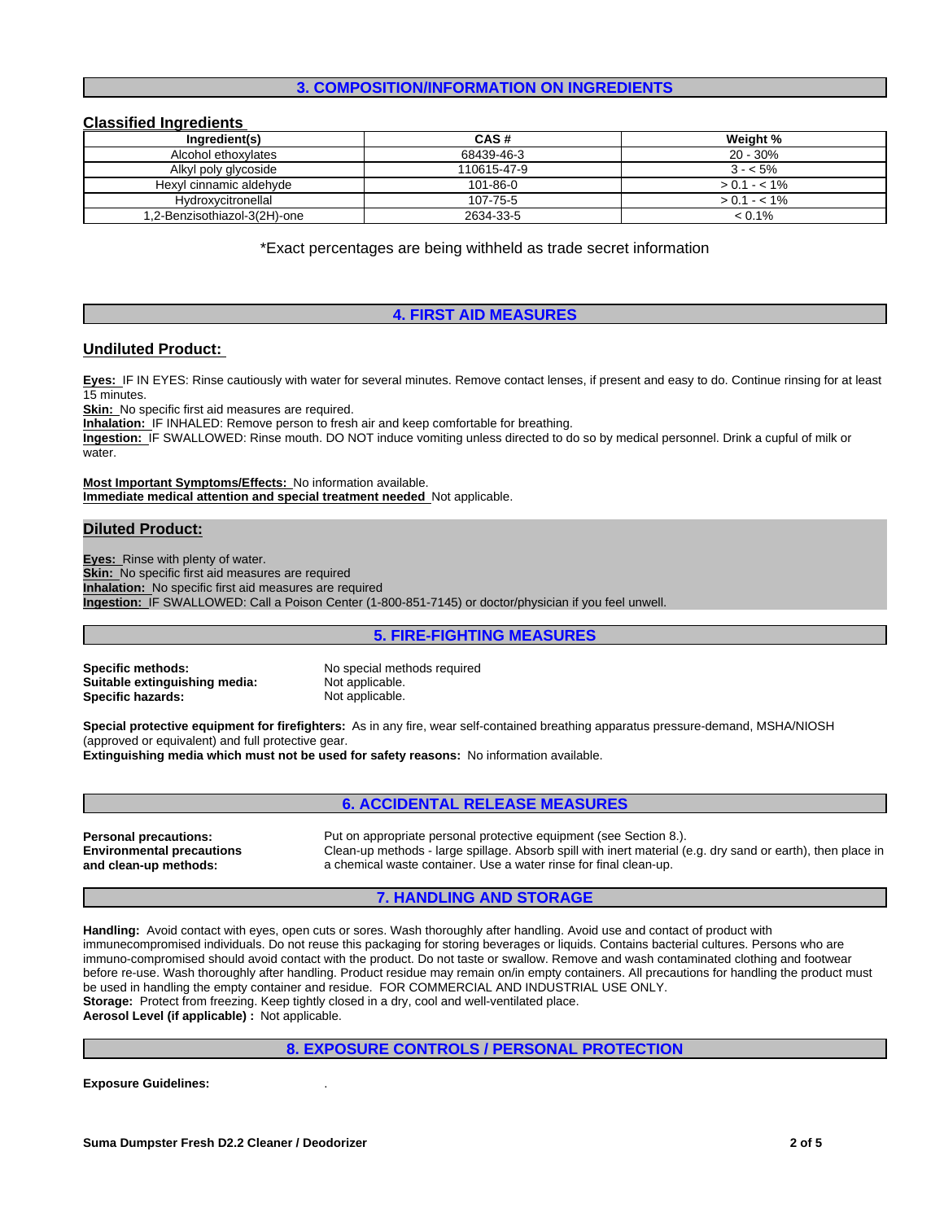## 3. COMPOSITION/INFORMATION ON INGREDIENTS

### Classified Ingredients

| Ingredient(s) | CAS # | Weight % |
|---|---|---|
| Alcohol ethoxylates | 68439-46-3 | 20 - 30% |
| Alkyl poly glycoside | 110615-47-9 | 3 - < 5% |
| Hexyl cinnamic aldehyde | 101-86-0 | > 0.1 - < 1% |
| Hydroxycitronellal | 107-75-5 | > 0.1 - < 1% |
| 1,2-Benzisothiazol-3(2H)-one | 2634-33-5 | < 0.1% |

*Exact percentages are being withheld as trade secret information

## 4. FIRST AID MEASURES

### Undiluted Product:

**Eyes:** IF IN EYES: Rinse cautiously with water for several minutes. Remove contact lenses, if present and easy to do. Continue rinsing for at least 15 minutes.
**Skin:** No specific first aid measures are required.
**Inhalation:** IF INHALED: Remove person to fresh air and keep comfortable for breathing.
**Ingestion:** IF SWALLOWED: Rinse mouth. DO NOT induce vomiting unless directed to do so by medical personnel. Drink a cupful of milk or water.

**Most Important Symptoms/Effects:** No information available.
**Immediate medical attention and special treatment needed** Not applicable.

### Diluted Product:

**Eyes:** Rinse with plenty of water.
**Skin:** No specific first aid measures are required
**Inhalation:** No specific first aid measures are required
**Ingestion:** IF SWALLOWED: Call a Poison Center (1-800-851-7145) or doctor/physician if you feel unwell.

## 5. FIRE-FIGHTING MEASURES

**Specific methods:** No special methods required
**Suitable extinguishing media:** Not applicable.
**Specific hazards:** Not applicable.

**Special protective equipment for firefighters:** As in any fire, wear self-contained breathing apparatus pressure-demand, MSHA/NIOSH (approved or equivalent) and full protective gear.
**Extinguishing media which must not be used for safety reasons:** No information available.

## 6. ACCIDENTAL RELEASE MEASURES

**Personal precautions:** Put on appropriate personal protective equipment (see Section 8.).
**Environmental precautions and clean-up methods:** Clean-up methods - large spillage. Absorb spill with inert material (e.g. dry sand or earth), then place in a chemical waste container. Use a water rinse for final clean-up.

## 7. HANDLING AND STORAGE

**Handling:** Avoid contact with eyes, open cuts or sores. Wash thoroughly after handling. Avoid use and contact of product with immunecompromised individuals. Do not reuse this packaging for storing beverages or liquids. Contains bacterial cultures. Persons who are immuno-compromised should avoid contact with the product. Do not taste or swallow. Remove and wash contaminated clothing and footwear before re-use. Wash thoroughly after handling. Product residue may remain on/in empty containers. All precautions for handling the product must be used in handling the empty container and residue. FOR COMMERCIAL AND INDUSTRIAL USE ONLY.
**Storage:** Protect from freezing. Keep tightly closed in a dry, cool and well-ventilated place.
**Aerosol Level (if applicable) :** Not applicable.

## 8. EXPOSURE CONTROLS / PERSONAL PROTECTION

**Exposure Guidelines:** .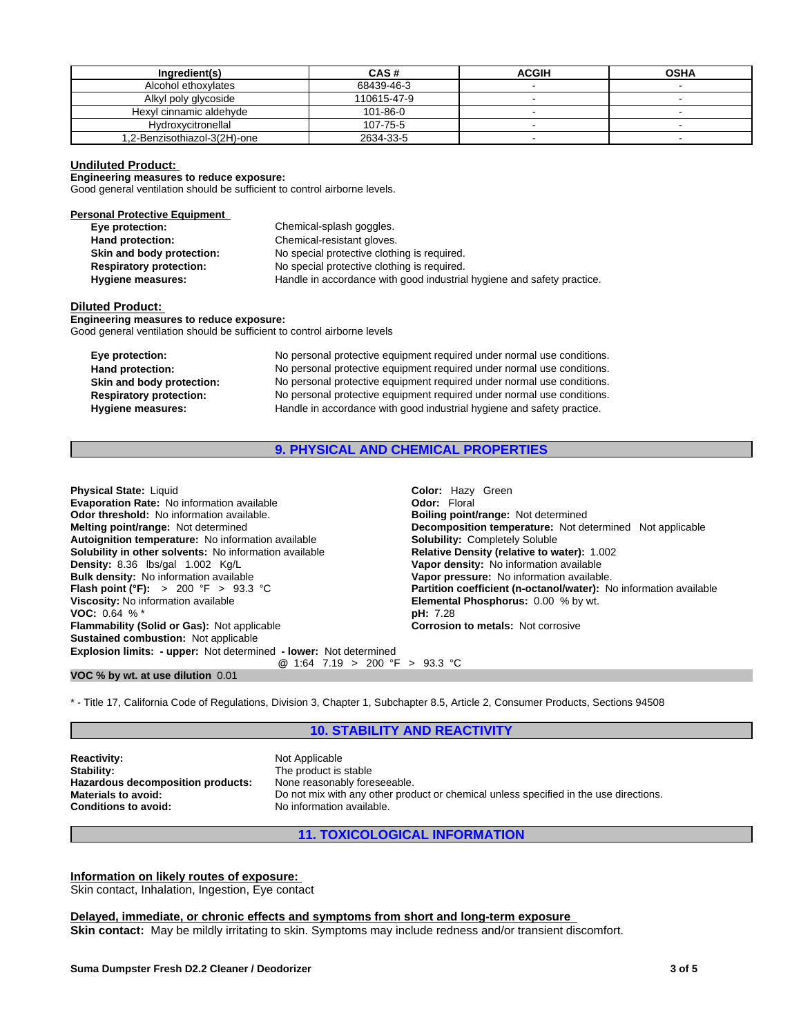| Ingredient(s) | CAS # | ACGIH | OSHA |
|---|---|---|---|
| Alcohol ethoxylates | 68439-46-3 | - | - |
| Alkyl poly glycoside | 110615-47-9 | - | - |
| Hexyl cinnamic aldehyde | 101-86-0 | - | - |
| Hydroxycitronellal | 107-75-5 | - | - |
| 1,2-Benzisothiazol-3(2H)-one | 2634-33-5 | - | - |

**Undiluted Product:**

**Engineering measures to reduce exposure:**
Good general ventilation should be sufficient to control airborne levels.

**Personal Protective Equipment**

**Eye protection:** Chemical-splash goggles.
**Hand protection:** Chemical-resistant gloves.
**Skin and body protection:** No special protective clothing is required.
**Respiratory protection:** No special protective clothing is required.
**Hygiene measures:** Handle in accordance with good industrial hygiene and safety practice.

**Diluted Product:**

**Engineering measures to reduce exposure:**
Good general ventilation should be sufficient to control airborne levels

**Eye protection:** No personal protective equipment required under normal use conditions.
**Hand protection:** No personal protective equipment required under normal use conditions.
**Skin and body protection:** No personal protective equipment required under normal use conditions.
**Respiratory protection:** No personal protective equipment required under normal use conditions.
**Hygiene measures:** Handle in accordance with good industrial hygiene and safety practice.

## 9. PHYSICAL AND CHEMICAL PROPERTIES

**Physical State:** Liquid
**Evaporation Rate:** No information available
**Odor threshold:** No information available.
**Melting point/range:** Not determined
**Autoignition temperature:** No information available
**Solubility in other solvents:** No information available
**Density:** 8.36 lbs/gal 1.002 Kg/L
**Bulk density:** No information available
**Flash point (°F):** > 200 °F > 93.3 °C
**Viscosity:** No information available
**VOC:** 0.64 % *
**Flammability (Solid or Gas):** Not applicable
**Sustained combustion:** Not applicable
**Explosion limits: - upper:** Not determined **- lower:** Not determined

**Color:** Hazy Green
**Odor:** Floral
**Boiling point/range:** Not determined
**Decomposition temperature:** Not determined Not applicable
**Solubility:** Completely Soluble
**Relative Density (relative to water):** 1.002
**Vapor density:** No information available
**Vapor pressure:** No information available.
**Partition coefficient (n-octanol/water):** No information available
**Elemental Phosphorus:** 0.00 % by wt.
**pH:** 7.28
**Corrosion to metals:** Not corrosive

@ 1:64 7.19 > 200 °F > 93.3 °C

**VOC % by wt. at use dilution** 0.01

* - Title 17, California Code of Regulations, Division 3, Chapter 1, Subchapter 8.5, Article 2, Consumer Products, Sections 94508

## 10. STABILITY AND REACTIVITY

**Reactivity:** Not Applicable
**Stability:** The product is stable
**Hazardous decomposition products:** None reasonably foreseeable.
**Materials to avoid:** Do not mix with any other product or chemical unless specified in the use directions.
**Conditions to avoid:** No information available.

## 11. TOXICOLOGICAL INFORMATION

**Information on likely routes of exposure:**
Skin contact, Inhalation, Ingestion, Eye contact

**Delayed, immediate, or chronic effects and symptoms from short and long-term exposure**
**Skin contact:** May be mildly irritating to skin. Symptoms may include redness and/or transient discomfort.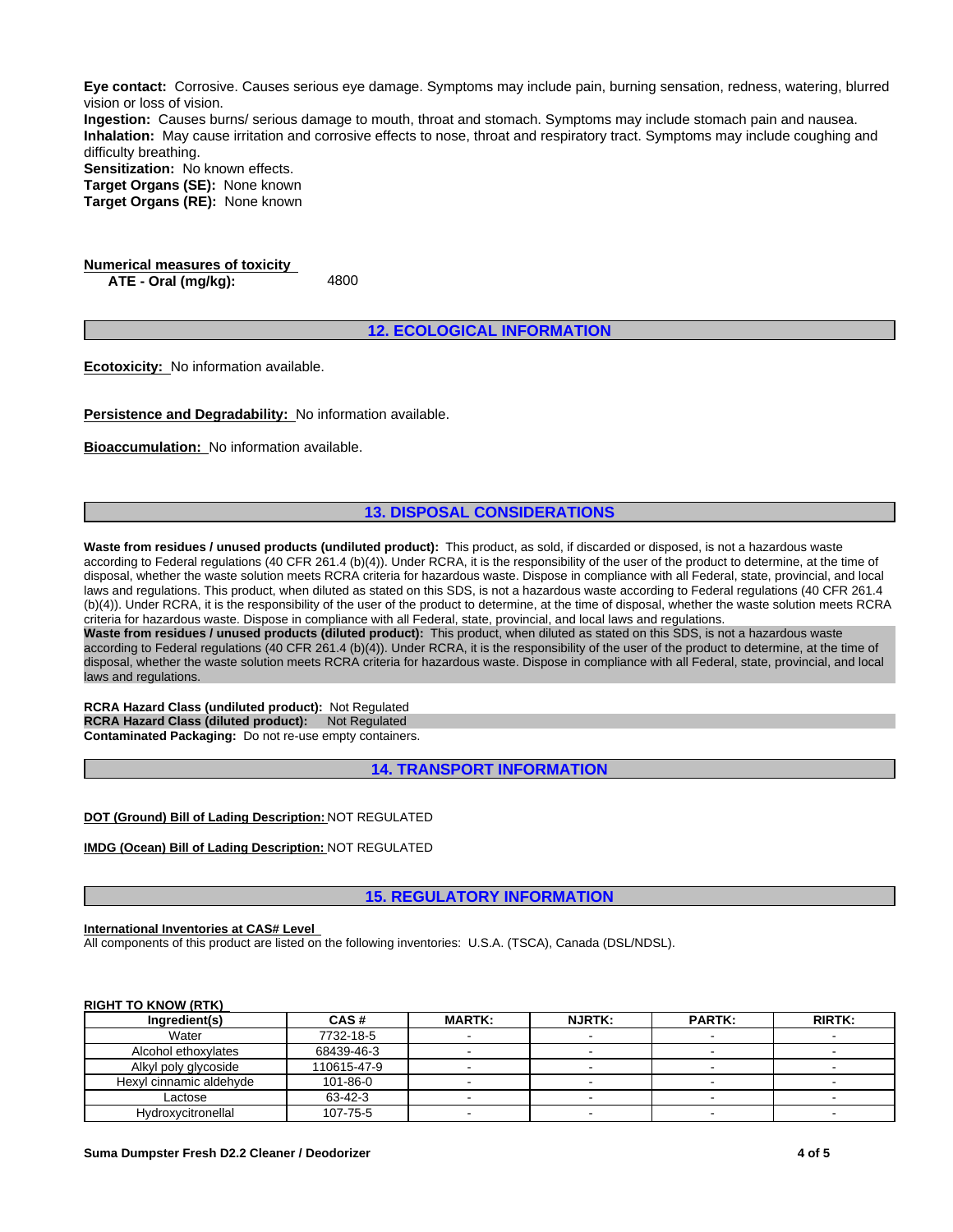**Eye contact:** Corrosive. Causes serious eye damage. Symptoms may include pain, burning sensation, redness, watering, blurred vision or loss of vision.
**Ingestion:** Causes burns/ serious damage to mouth, throat and stomach. Symptoms may include stomach pain and nausea.
**Inhalation:** May cause irritation and corrosive effects to nose, throat and respiratory tract. Symptoms may include coughing and difficulty breathing.
**Sensitization:** No known effects.
**Target Organs (SE):** None known
**Target Organs (RE):** None known

**Numerical measures of toxicity**
**ATE - Oral (mg/kg):** 4800

## 12. ECOLOGICAL INFORMATION

**Ecotoxicity:** No information available.

**Persistence and Degradability:** No information available.

**Bioaccumulation:** No information available.

## 13. DISPOSAL CONSIDERATIONS

**Waste from residues / unused products (undiluted product):** This product, as sold, if discarded or disposed, is not a hazardous waste according to Federal regulations (40 CFR 261.4 (b)(4)). Under RCRA, it is the responsibility of the user of the product to determine, at the time of disposal, whether the waste solution meets RCRA criteria for hazardous waste. Dispose in compliance with all Federal, state, provincial, and local laws and regulations. This product, when diluted as stated on this SDS, is not a hazardous waste according to Federal regulations (40 CFR 261.4 (b)(4)). Under RCRA, it is the responsibility of the user of the product to determine, at the time of disposal, whether the waste solution meets RCRA criteria for hazardous waste. Dispose in compliance with all Federal, state, provincial, and local laws and regulations.
**Waste from residues / unused products (diluted product):** This product, when diluted as stated on this SDS, is not a hazardous waste according to Federal regulations (40 CFR 261.4 (b)(4)). Under RCRA, it is the responsibility of the user of the product to determine, at the time of disposal, whether the waste solution meets RCRA criteria for hazardous waste. Dispose in compliance with all Federal, state, provincial, and local laws and regulations.

**RCRA Hazard Class (undiluted product):** Not Regulated
**RCRA Hazard Class (diluted product):** Not Regulated
**Contaminated Packaging:** Do not re-use empty containers.

## 14. TRANSPORT INFORMATION

**DOT (Ground) Bill of Lading Description:** NOT REGULATED

**IMDG (Ocean) Bill of Lading Description:** NOT REGULATED

## 15. REGULATORY INFORMATION

**International Inventories at CAS# Level**
All components of this product are listed on the following inventories: U.S.A. (TSCA), Canada (DSL/NDSL).

**RIGHT TO KNOW (RTK)**

| Ingredient(s) | CAS # | MARTK: | NJRTK: | PARTK: | RIRTK: |
|---|---|---|---|---|---|
| Water | 7732-18-5 | - | - | - | - |
| Alcohol ethoxylates | 68439-46-3 | - | - | - | - |
| Alkyl poly glycoside | 110615-47-9 | - | - | - | - |
| Hexyl cinnamic aldehyde | 101-86-0 | - | - | - | - |
| Lactose | 63-42-3 | - | - | - | - |
| Hydroxycitronellal | 107-75-5 | - | - | - | - |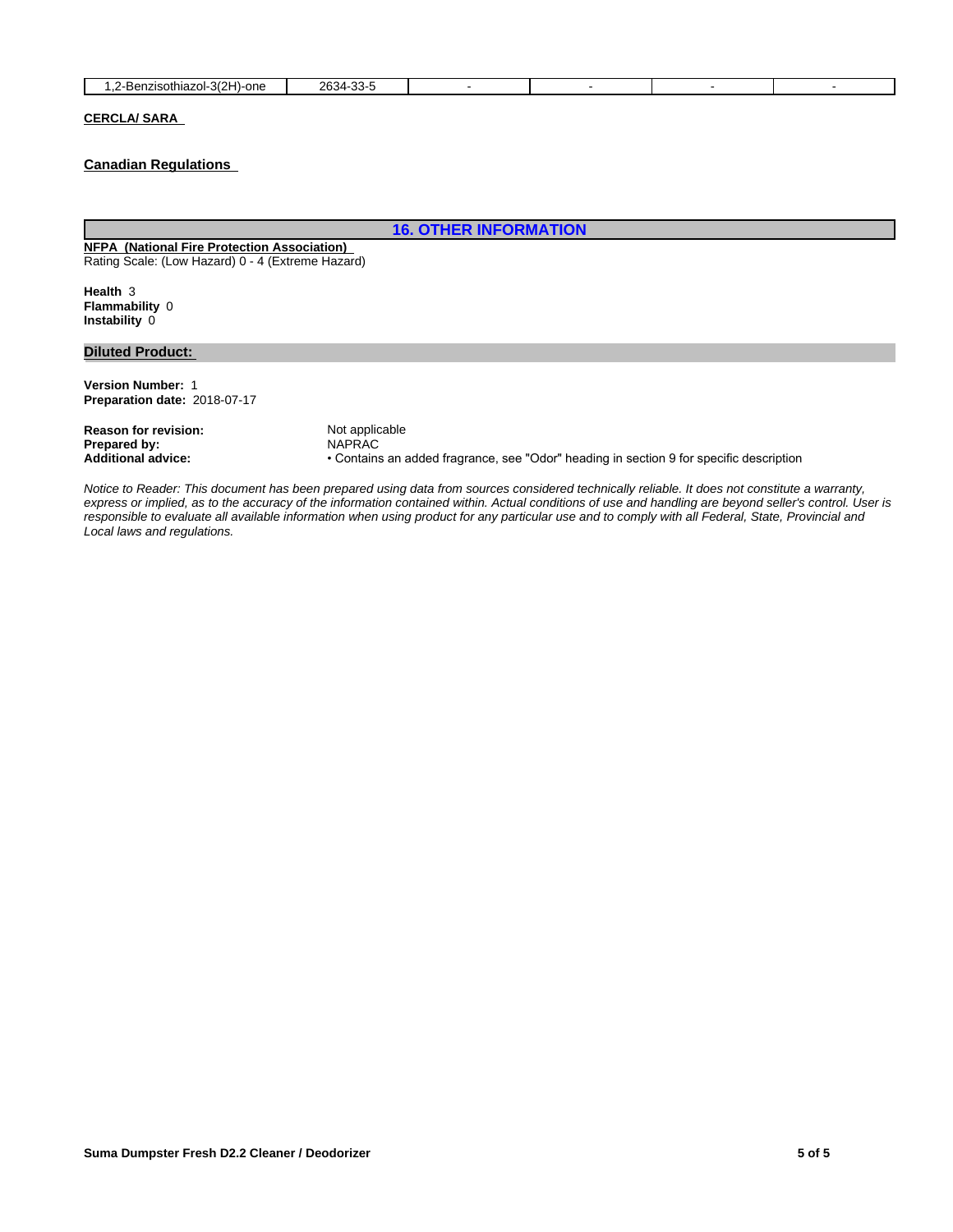| | | | | | |
|---|---|---|---|---|---|
| 1,2-Benzisothiazol-3(2H)-one | 2634-33-5 | - | - | - | - |

**CERCLA/ SARA**

**Canadian Regulations**

## 16. OTHER INFORMATION

**NFPA (National Fire Protection Association)**
Rating Scale: (Low Hazard) 0 - 4 (Extreme Hazard)

**Health** 3
**Flammability** 0
**Instability** 0

**Diluted Product:**

**Version Number:** 1
**Preparation date:** 2018-07-17

**Reason for revision:** Not applicable
**Prepared by:** NAPRAC
**Additional advice:** • Contains an added fragrance, see "Odor" heading in section 9 for specific description

*Notice to Reader: This document has been prepared using data from sources considered technically reliable. It does not constitute a warranty, express or implied, as to the accuracy of the information contained within. Actual conditions of use and handling are beyond seller's control. User is responsible to evaluate all available information when using product for any particular use and to comply with all Federal, State, Provincial and Local laws and regulations.*